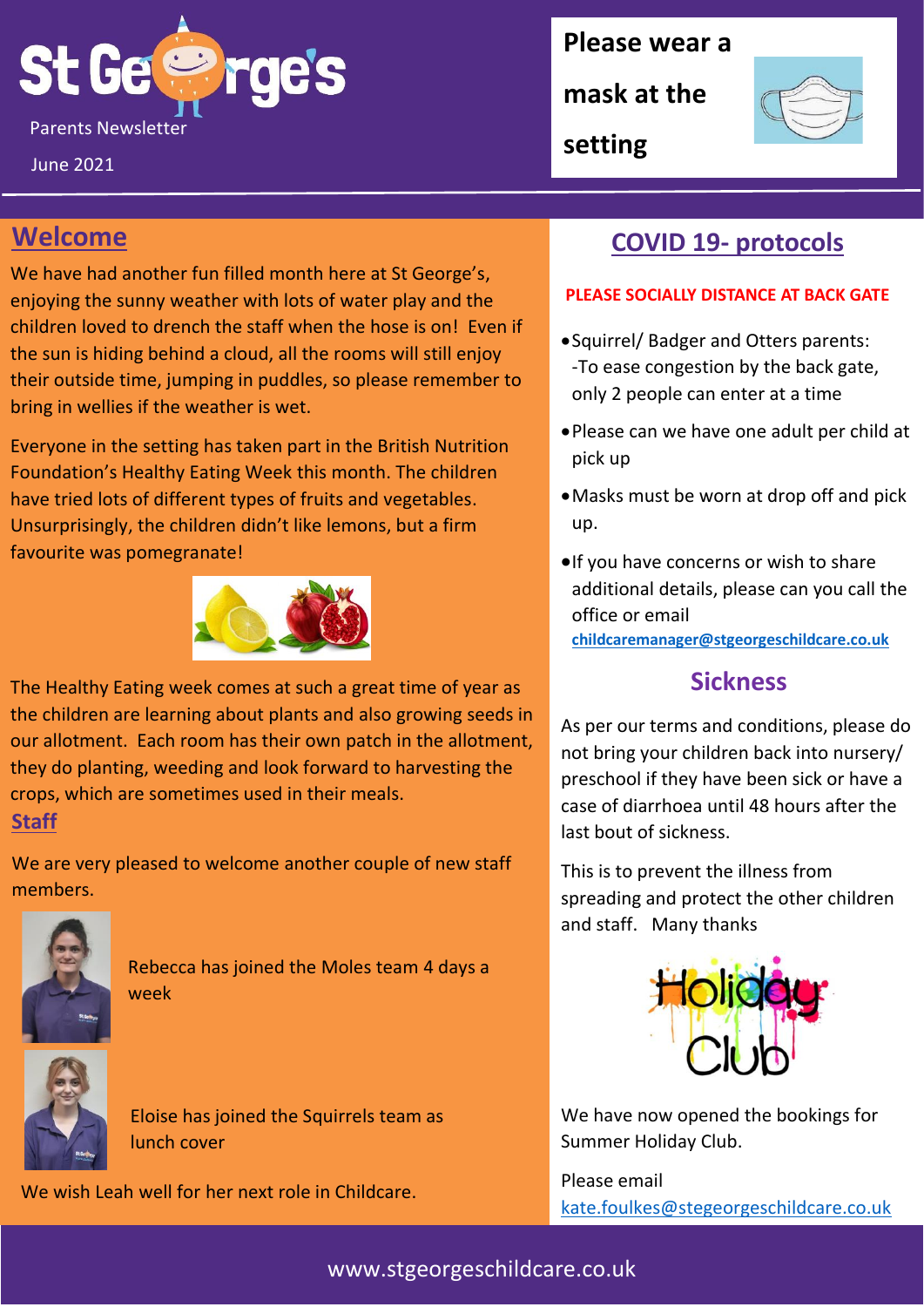# St George's

Parents Newsletter

June 2021

**Please wear a mask at the setting**

## Welcome

We have had another fun filled month here at St George's, enjoying the sunny weather with lots of water play and the children loved to drench the staff when the hose is on! Even if the sun is hiding behind a cloud, all the rooms will still enjoy their outside time, jumping in puddles, so please remember to bring in wellies if the weather is wet.

Everyone in the setting has taken part in the British Nutrition Foundation's Healthy Eating Week this month. The children have tried lots of different types of fruits and vegetables. Unsurprisingly, the children didn't like lemons, but a firm favourite was pomegranate!

The Healthy Eating week comes at such a great time of year as the children are learning about plants and also growing seeds in our allotment. Each room has their own patch in the allotment, they do planting, weeding and look forward to harvesting the crops, which are sometimes used in their meals.

## Staff

We are very pleased to welcome another couple of new staff members.

Rebecca has joined the Moles team 4 days a week

Eloise has joined the Squirrels team as lunch cover

We wish Leah well for her next role in Childcare.

## COVID 19- protocols

**PLEASE SOCIALLY DISTANCE AT BACK GATE**

- Squirrel/ Badger and Otters parents: -To ease congestion by the back gate, only 2 people can enter at a time
- Please can we have one adult per child at pick up
- Masks must be worn at drop off and pick up.
- If you have concerns or wish to share additional details, please can you call the office or email **childcaremanager@stgeorgeschildcare.co.uk**

## Sickness

As per our terms and conditions, please do not bring your children back into nursery/ preschool if they have been sick or have a case of diarrhoea until 48 hours after the last bout of sickness.

This is to prevent the illness from spreading and protect the other children and staff. Many thanks

## Holiday Club

We have now opened the bookings for Summer Holiday Club.

Please email kate.foulkes@stegeorgeschildcare.co.uk

www.stgeorgeschildcare.co.uk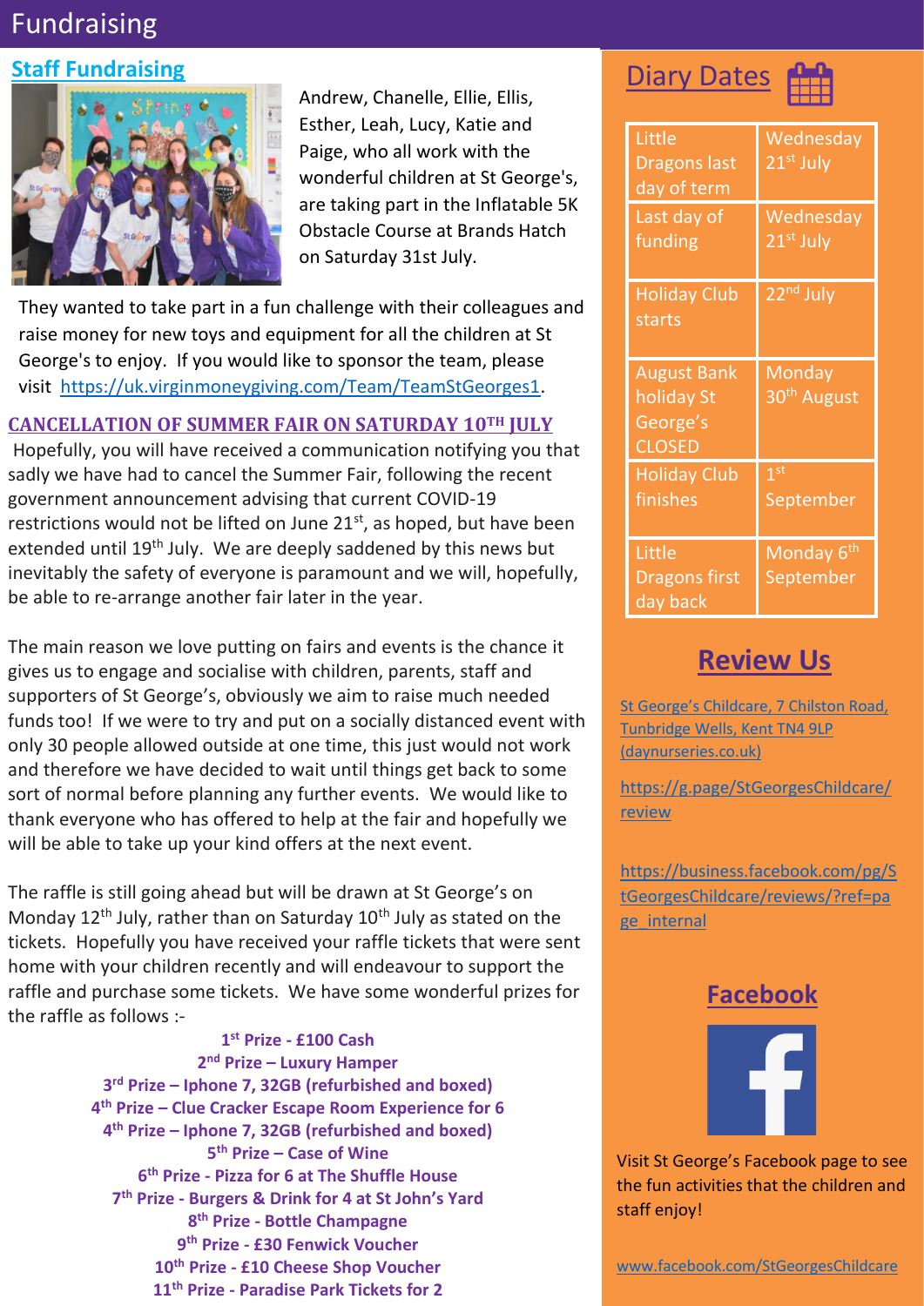# Fundraising

## Staff Fundraising

Andrew, Chanelle, Ellie, Ellis, Esther, Leah, Lucy, Katie and Paige, who all work with the wonderful children at St George's, are taking part in the Inflatable 5K Obstacle Course at Brands Hatch on Saturday 31st July.

They wanted to take part in a fun challenge with their colleagues and raise money for new toys and equipment for all the children at St George's to enjoy. If you would like to sponsor the team, please visit https://uk.virginmoneygiving.com/Team/TeamStGeorges1.

## CANCELLATION OF SUMMER FAIR ON SATURDAY 10TH JULY

Hopefully, you will have received a communication notifying you that sadly we have had to cancel the Summer Fair, following the recent government announcement advising that current COVID-19 restrictions would not be lifted on June 21st, as hoped, but have been extended until 19th July. We are deeply saddened by this news but inevitably the safety of everyone is paramount and we will, hopefully, be able to re-arrange another fair later in the year.

The main reason we love putting on fairs and events is the chance it gives us to engage and socialise with children, parents, staff and supporters of St George's, obviously we aim to raise much needed funds too! If we were to try and put on a socially distanced event with only 30 people allowed outside at one time, this just would not work and therefore we have decided to wait until things get back to some sort of normal before planning any further events. We would like to thank everyone who has offered to help at the fair and hopefully we will be able to take up your kind offers at the next event.

The raffle is still going ahead but will be drawn at St George's on Monday 12th July, rather than on Saturday 10th July as stated on the tickets. Hopefully you have received your raffle tickets that were sent home with your children recently and will endeavour to support the raffle and purchase some tickets. We have some wonderful prizes for the raffle as follows :-

**1st Prize - £100 Cash**
**2nd Prize – Luxury Hamper**
**3rd Prize – Iphone 7, 32GB (refurbished and boxed)**
**4th Prize – Clue Cracker Escape Room Experience for 6**
**4th Prize – Iphone 7, 32GB (refurbished and boxed)**
**5th Prize – Case of Wine**
**6th Prize - Pizza for 6 at The Shuffle House**
**7th Prize - Burgers & Drink for 4 at St John's Yard**
**8th Prize - Bottle Champagne**
**9th Prize - £30 Fenwick Voucher**
**10th Prize - £10 Cheese Shop Voucher**
**11th Prize - Paradise Park Tickets for 2**

## Diary Dates

| | |
|---|---|
| Little Dragons last day of term | Wednesday 21st July |
| Last day of funding | Wednesday 21st July |
| Holiday Club starts | 22nd July |
| August Bank holiday St George's CLOSED | Monday 30th August |
| Holiday Club finishes | 1st September |
| Little Dragons first day back | Monday 6th September |

## Review Us

St George's Childcare, 7 Chilston Road, Tunbridge Wells, Kent TN4 9LP (daynurseries.co.uk)

https://g.page/StGeorgesChildcare/review

https://business.facebook.com/pg/StGeorgesChildcare/reviews/?ref=page_internal

## Facebook

Visit St George's Facebook page to see the fun activities that the children and staff enjoy!

www.facebook.com/StGeorgesChildcare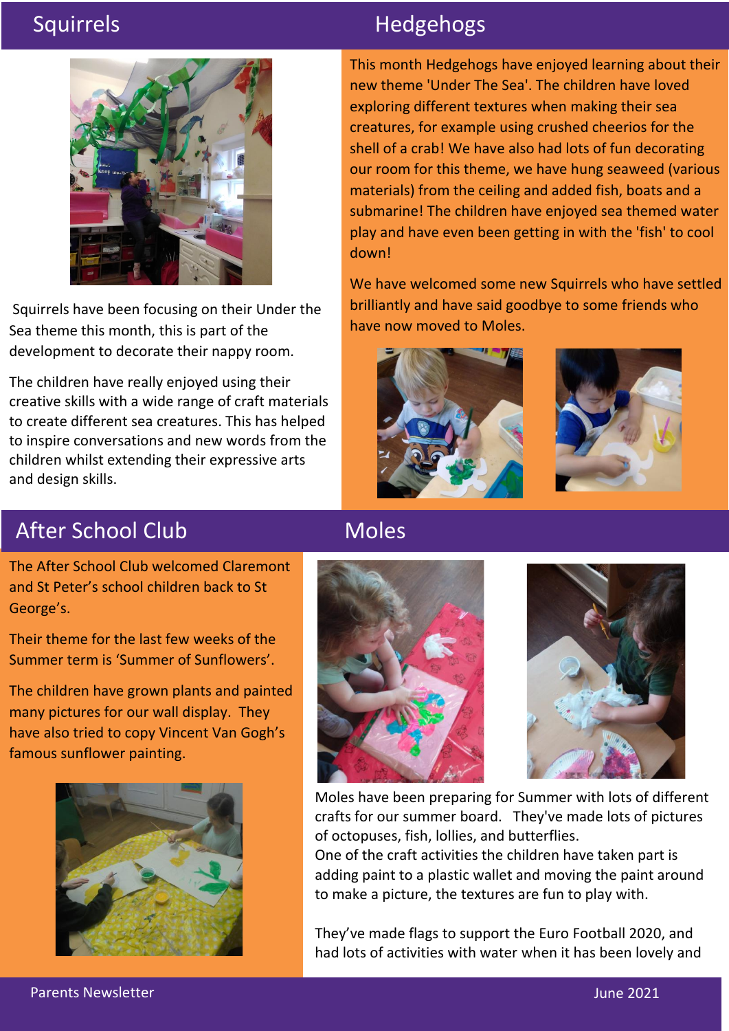## Squirrels

Squirrels have been focusing on their Under the Sea theme this month, this is part of the development to decorate their nappy room.

The children have really enjoyed using their creative skills with a wide range of craft materials to create different sea creatures. This has helped to inspire conversations and new words from the children whilst extending their expressive arts and design skills.

## Hedgehogs

This month Hedgehogs have enjoyed learning about their new theme 'Under The Sea'. The children have loved exploring different textures when making their sea creatures, for example using crushed cheerios for the shell of a crab! We have also had lots of fun decorating our room for this theme, we have hung seaweed (various materials) from the ceiling and added fish, boats and a submarine! The children have enjoyed sea themed water play and have even been getting in with the 'fish' to cool down!

We have welcomed some new Squirrels who have settled brilliantly and have said goodbye to some friends who have now moved to Moles.

## After School Club

The After School Club welcomed Claremont and St Peter's school children back to St George's.

Their theme for the last few weeks of the Summer term is 'Summer of Sunflowers'.

The children have grown plants and painted many pictures for our wall display. They have also tried to copy Vincent Van Gogh's famous sunflower painting.

## Moles

Moles have been preparing for Summer with lots of different crafts for our summer board. They've made lots of pictures of octopuses, fish, lollies, and butterflies.
One of the craft activities the children have taken part is adding paint to a plastic wallet and moving the paint around to make a picture, the textures are fun to play with.

They've made flags to support the Euro Football 2020, and had lots of activities with water when it has been lovely and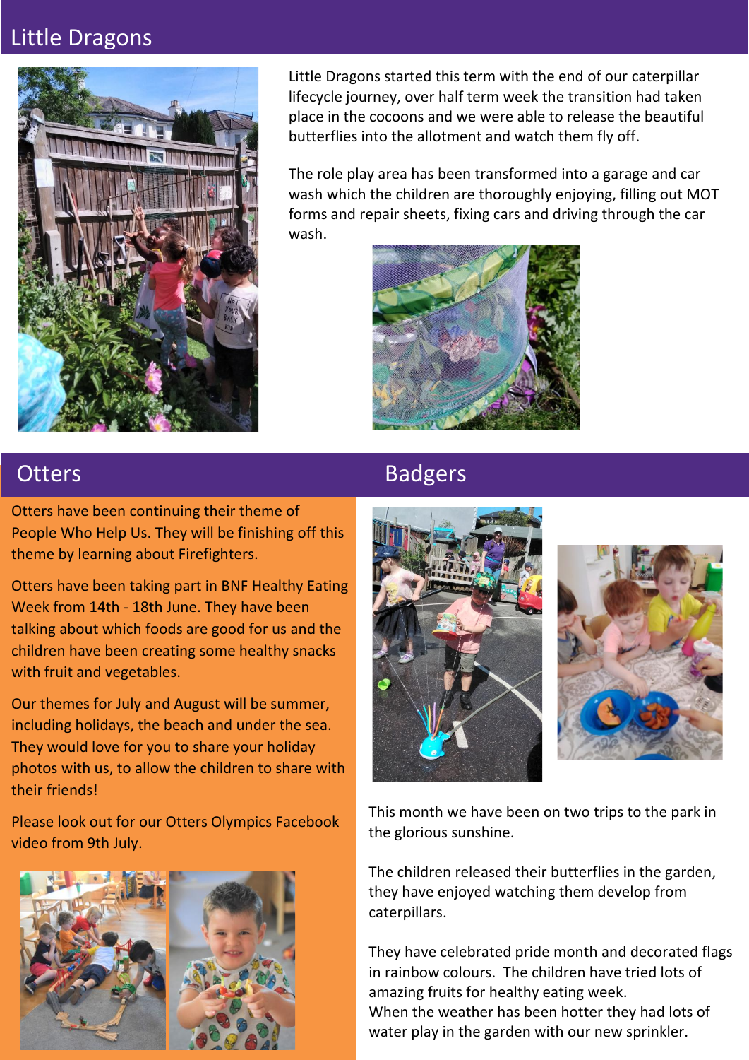## Little Dragons

Little Dragons started this term with the end of our caterpillar lifecycle journey, over half term week the transition had taken place in the cocoons and we were able to release the beautiful butterflies into the allotment and watch them fly off.

The role play area has been transformed into a garage and car wash which the children are thoroughly enjoying, filling out MOT forms and repair sheets, fixing cars and driving through the car wash.

## Otters

Otters have been continuing their theme of People Who Help Us. They will be finishing off this theme by learning about Firefighters.

Otters have been taking part in BNF Healthy Eating Week from 14th - 18th June. They have been talking about which foods are good for us and the children have been creating some healthy snacks with fruit and vegetables.

Our themes for July and August will be summer, including holidays, the beach and under the sea. They would love for you to share your holiday photos with us, to allow the children to share with their friends!

Please look out for our Otters Olympics Facebook video from 9th July.

## Badgers

This month we have been on two trips to the park in the glorious sunshine.

The children released their butterflies in the garden, they have enjoyed watching them develop from caterpillars.

They have celebrated pride month and decorated flags in rainbow colours. The children have tried lots of amazing fruits for healthy eating week.
When the weather has been hotter they had lots of water play in the garden with our new sprinkler.